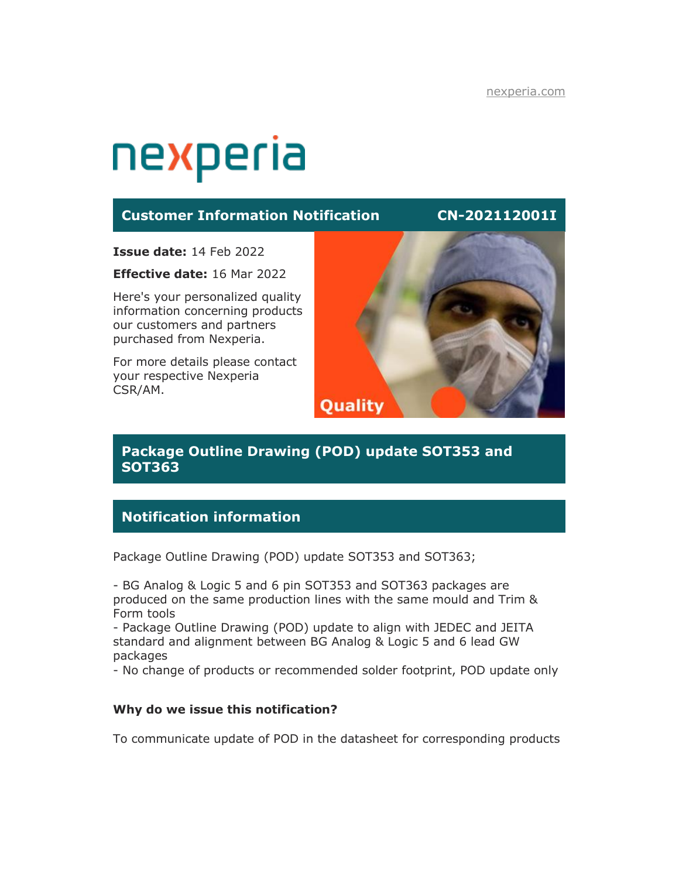nexperia.com

# nexperia

## Customer Information Notification CN-202112001I

**Issue date:** 14 Feb 2022

**Effective date:** 16 Mar 2022

Here's your personalized quality information concerning products our customers and partners purchased from Nexperia.

For more details please contact your respective Nexperia CSR/AM.

Quality

## Package Outline Drawing (POD) update SOT353 and SOT363

## Notification information

Package Outline Drawing (POD) update SOT353 and SOT363;

- BG Analog & Logic 5 and 6 pin SOT353 and SOT363 packages are produced on the same production lines with the same mould and Trim & Form tools
- Package Outline Drawing (POD) update to align with JEDEC and JEITA standard and alignment between BG Analog & Logic 5 and 6 lead GW packages
- No change of products or recommended solder footprint, POD update only

### Why do we issue this notification?

To communicate update of POD in the datasheet for corresponding products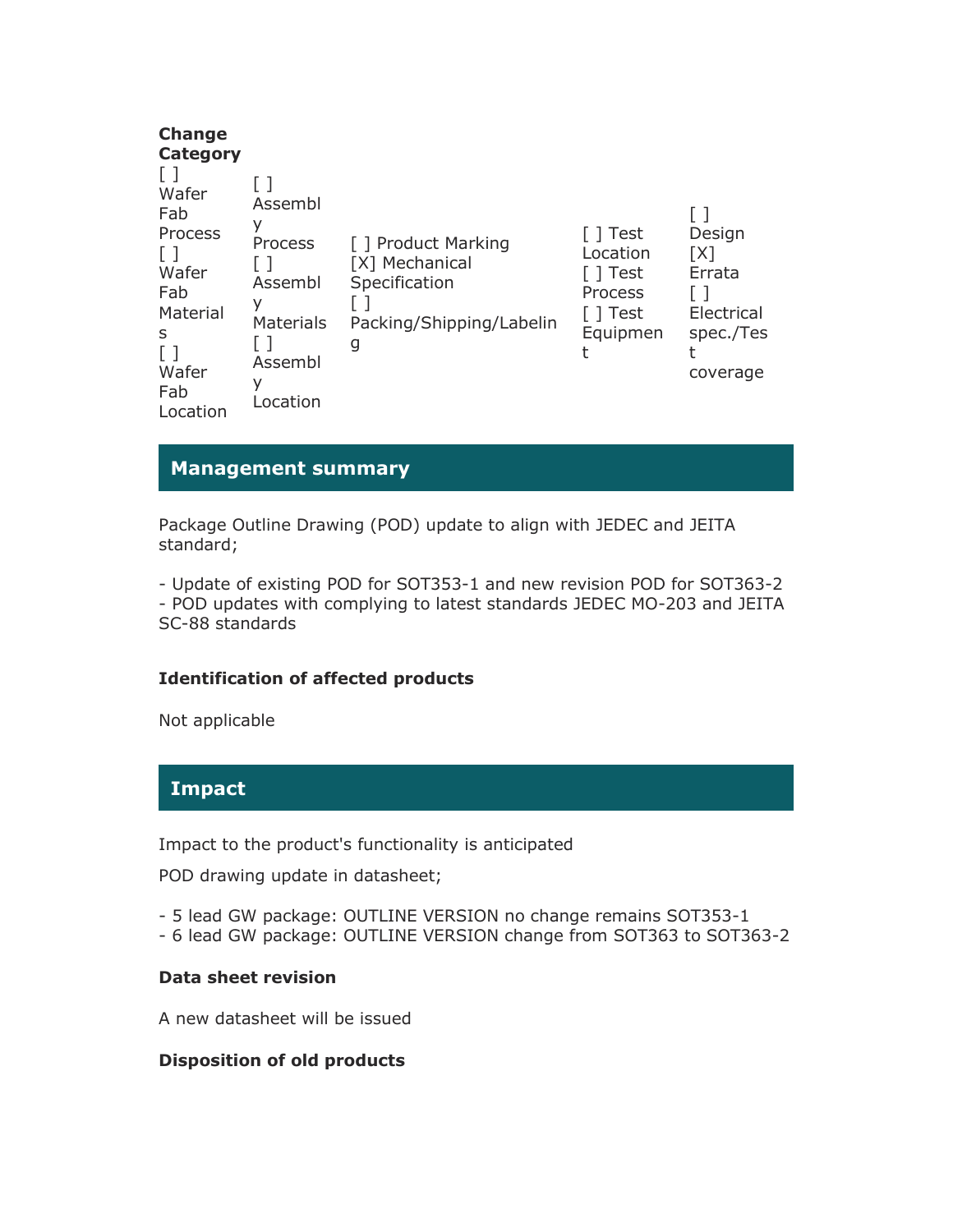**Change Category**

| [ ] Wafer Fab Process<br>[ ] Wafer Fab Materials<br>[ ] Wafer Fab Location | [ ] Assembly Process<br>[ ] Assembly Materials<br>[ ] Assembly Location | [ ] Product Marking<br>[X] Mechanical Specification<br>[ ] Packing/Shipping/Labeling | [ ] Test Location<br>[ ] Test Process<br>[ ] Test Equipment | [ ] Design<br>[X] Errata<br>[ ] Electrical spec./Test coverage |
|---|---|---|---|---|

## Management summary

Package Outline Drawing (POD) update to align with JEDEC and JEITA standard;

- Update of existing POD for SOT353-1 and new revision POD for SOT363-2
- POD updates with complying to latest standards JEDEC MO-203 and JEITA SC-88 standards

### Identification of affected products

Not applicable

## Impact

Impact to the product's functionality is anticipated

POD drawing update in datasheet;

- 5 lead GW package: OUTLINE VERSION no change remains SOT353-1
- 6 lead GW package: OUTLINE VERSION change from SOT363 to SOT363-2

### Data sheet revision

A new datasheet will be issued

### Disposition of old products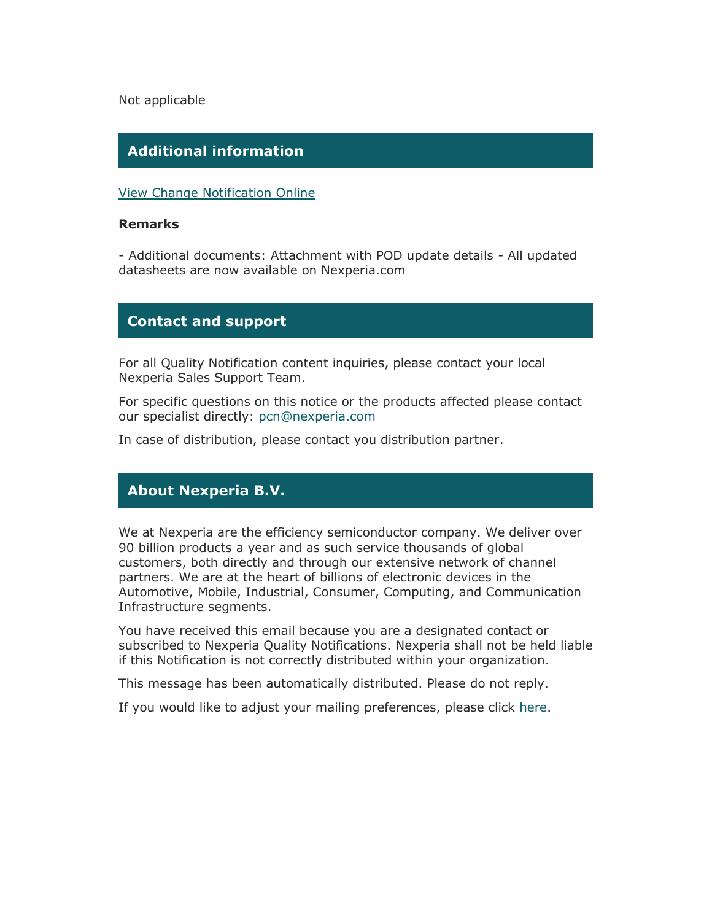Not applicable

## Additional information

[View Change Notification Online]

**Remarks**

- Additional documents: Attachment with POD update details - All updated datasheets are now available on Nexperia.com

## Contact and support

For all Quality Notification content inquiries, please contact your local Nexperia Sales Support Team.

For specific questions on this notice or the products affected please contact our specialist directly: pcn@nexperia.com

In case of distribution, please contact you distribution partner.

## About Nexperia B.V.

We at Nexperia are the efficiency semiconductor company. We deliver over 90 billion products a year and as such service thousands of global customers, both directly and through our extensive network of channel partners. We are at the heart of billions of electronic devices in the Automotive, Mobile, Industrial, Consumer, Computing, and Communication Infrastructure segments.

You have received this email because you are a designated contact or subscribed to Nexperia Quality Notifications. Nexperia shall not be held liable if this Notification is not correctly distributed within your organization.

This message has been automatically distributed. Please do not reply.

If you would like to adjust your mailing preferences, please click here.